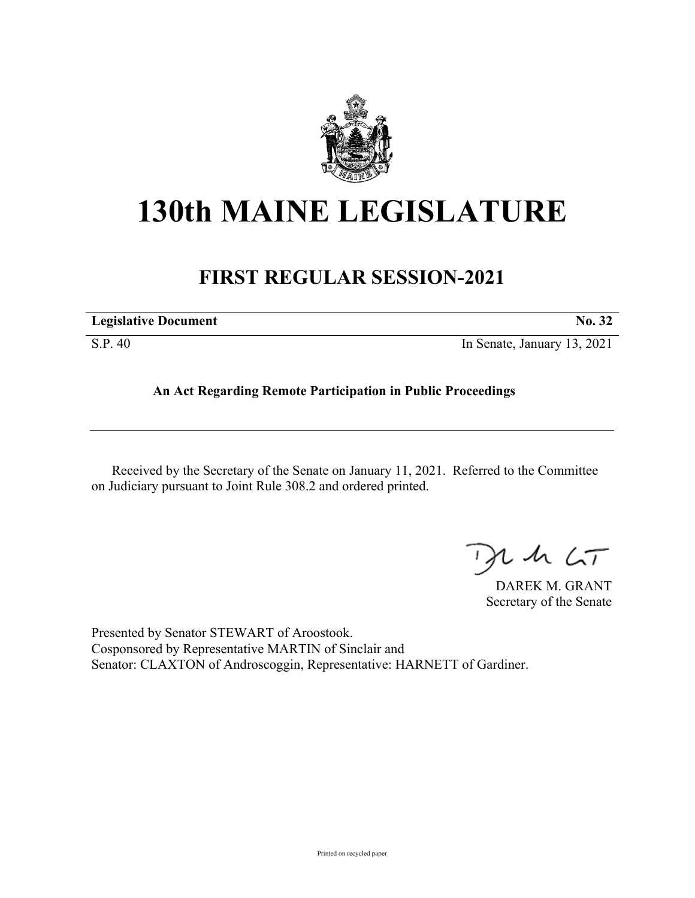# 130th MAINE LEGISLATURE

## FIRST REGULAR SESSION-2021

| **Legislative Document** | **No. 32** |
|---|---|
| S.P. 40 | In Senate, January 13, 2021 |

**An Act Regarding Remote Participation in Public Proceedings**

Received by the Secretary of the Senate on January 11, 2021. Referred to the Committee on Judiciary pursuant to Joint Rule 308.2 and ordered printed.

DAREK M. GRANT
Secretary of the Senate

Presented by Senator STEWART of Aroostook.
Cosponsored by Representative MARTIN of Sinclair and
Senator: CLAXTON of Androscoggin, Representative: HARNETT of Gardiner.

Printed on recycled paper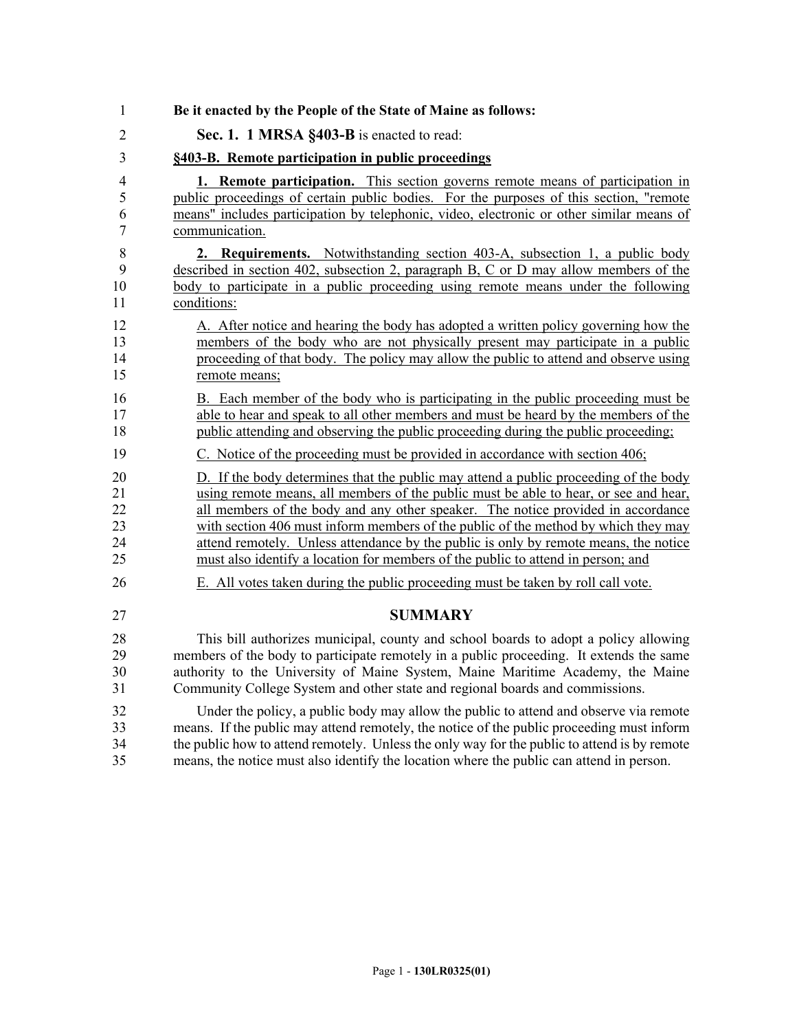**Be it enacted by the People of the State of Maine as follows:**

**Sec. 1. 1 MRSA §403-B** is enacted to read:

**§403-B. Remote participation in public proceedings**

**1. Remote participation.** This section governs remote means of participation in public proceedings of certain public bodies. For the purposes of this section, "remote means" includes participation by telephonic, video, electronic or other similar means of communication.

**2. Requirements.** Notwithstanding section 403-A, subsection 1, a public body described in section 402, subsection 2, paragraph B, C or D may allow members of the body to participate in a public proceeding using remote means under the following conditions:

A. After notice and hearing the body has adopted a written policy governing how the members of the body who are not physically present may participate in a public proceeding of that body. The policy may allow the public to attend and observe using remote means;

B. Each member of the body who is participating in the public proceeding must be able to hear and speak to all other members and must be heard by the members of the public attending and observing the public proceeding during the public proceeding;

C. Notice of the proceeding must be provided in accordance with section 406;

D. If the body determines that the public may attend a public proceeding of the body using remote means, all members of the public must be able to hear, or see and hear, all members of the body and any other speaker. The notice provided in accordance with section 406 must inform members of the public of the method by which they may attend remotely. Unless attendance by the public is only by remote means, the notice must also identify a location for members of the public to attend in person; and

E. All votes taken during the public proceeding must be taken by roll call vote.

## SUMMARY

This bill authorizes municipal, county and school boards to adopt a policy allowing members of the body to participate remotely in a public proceeding. It extends the same authority to the University of Maine System, Maine Maritime Academy, the Maine Community College System and other state and regional boards and commissions.

Under the policy, a public body may allow the public to attend and observe via remote means. If the public may attend remotely, the notice of the public proceeding must inform the public how to attend remotely. Unless the only way for the public to attend is by remote means, the notice must also identify the location where the public can attend in person.